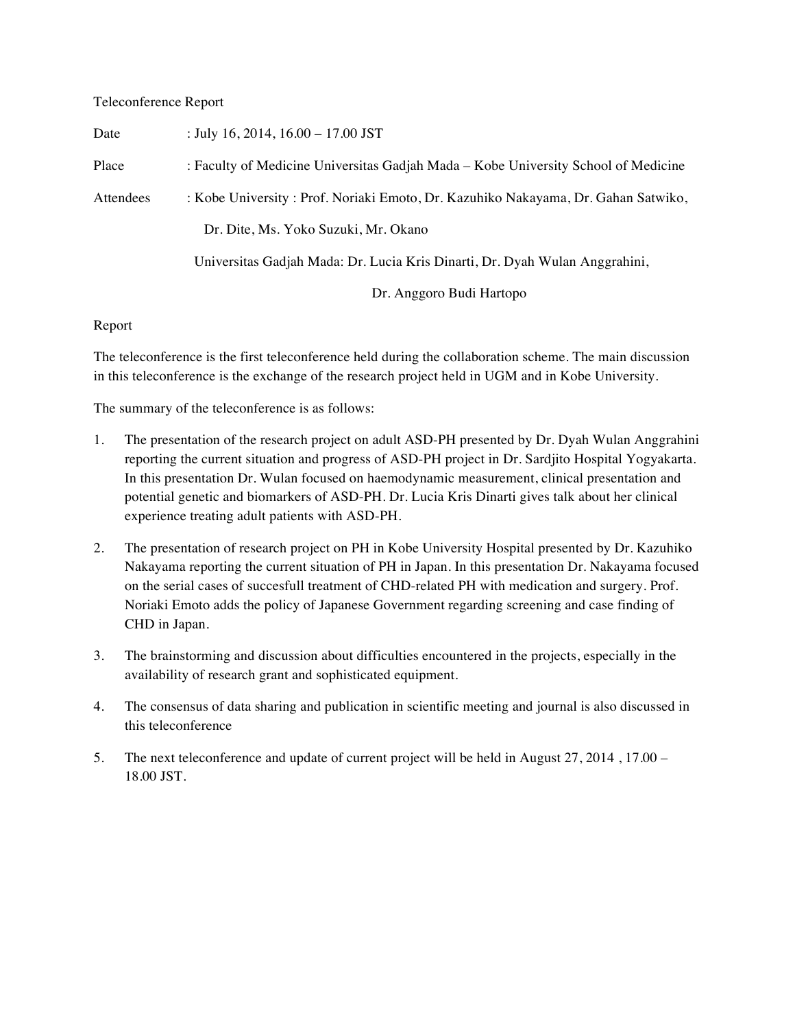Teleconference Report

Date : July 16, 2014, 16.00 – 17.00 JST

Place : Faculty of Medicine Universitas Gadjah Mada – Kobe University School of Medicine

Attendees : Kobe University : Prof. Noriaki Emoto, Dr. Kazuhiko Nakayama, Dr. Gahan Satwiko, Dr. Dite, Ms. Yoko Suzuki, Mr. Okano

Universitas Gadjah Mada: Dr. Lucia Kris Dinarti, Dr. Dyah Wulan Anggrahini, Dr. Anggoro Budi Hartopo

Report

The teleconference is the first teleconference held during the collaboration scheme. The main discussion in this teleconference is the exchange of the research project held in UGM and in Kobe University.

The summary of the teleconference is as follows:

1. The presentation of the research project on adult ASD-PH presented by Dr. Dyah Wulan Anggrahini reporting the current situation and progress of ASD-PH project in Dr. Sardjito Hospital Yogyakarta. In this presentation Dr. Wulan focused on haemodynamic measurement, clinical presentation and potential genetic and biomarkers of ASD-PH. Dr. Lucia Kris Dinarti gives talk about her clinical experience treating adult patients with ASD-PH.
2. The presentation of research project on PH in Kobe University Hospital presented by Dr. Kazuhiko Nakayama reporting the current situation of PH in Japan. In this presentation Dr. Nakayama focused on the serial cases of succesfull treatment of CHD-related PH with medication and surgery. Prof. Noriaki Emoto adds the policy of Japanese Government regarding screening and case finding of CHD in Japan.
3. The brainstorming and discussion about difficulties encountered in the projects, especially in the availability of research grant and sophisticated equipment.
4. The consensus of data sharing and publication in scientific meeting and journal is also discussed in this teleconference
5. The next teleconference and update of current project will be held in August 27, 2014 , 17.00 – 18.00 JST.